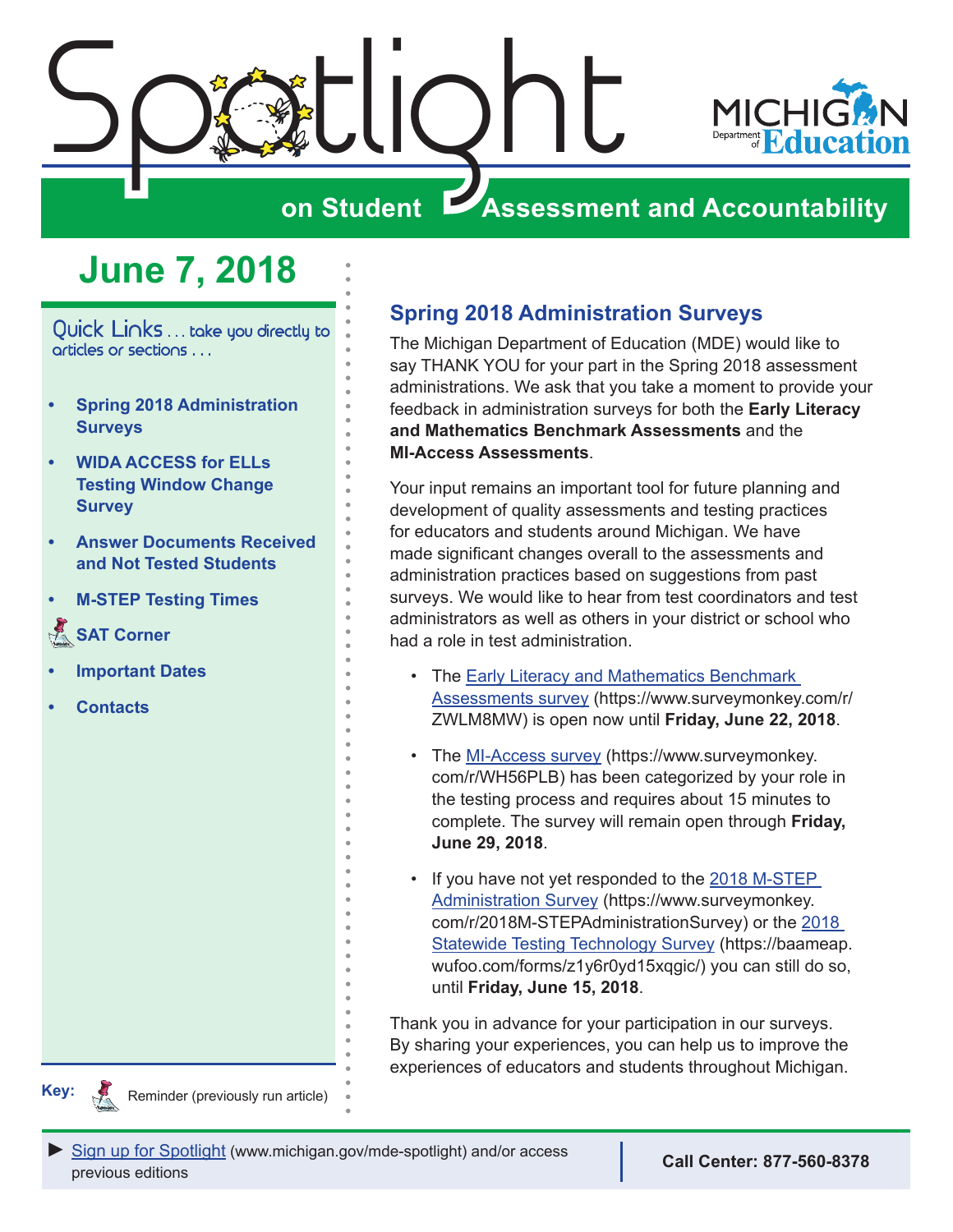# Spotlight on Student Assessment and Accountability

## June 7, 2018

Quick Links . . . take you directly to articles or sections . . .

- Spring 2018 Administration Surveys
- WIDA ACCESS for ELLs Testing Window Change Survey
- Answer Documents Received and Not Tested Students
- M-STEP Testing Times
- SAT Corner
- Important Dates
- Contacts

**Key:** Reminder (previously run article)

## Spring 2018 Administration Surveys

The Michigan Department of Education (MDE) would like to say THANK YOU for your part in the Spring 2018 assessment administrations. We ask that you take a moment to provide your feedback in administration surveys for both the **Early Literacy and Mathematics Benchmark Assessments** and the **MI-Access Assessments**.

Your input remains an important tool for future planning and development of quality assessments and testing practices for educators and students around Michigan. We have made significant changes overall to the assessments and administration practices based on suggestions from past surveys. We would like to hear from test coordinators and test administrators as well as others in your district or school who had a role in test administration.

- The Early Literacy and Mathematics Benchmark Assessments survey (https://www.surveymonkey.com/r/ZWLM8MW) is open now until **Friday, June 22, 2018**.
- The MI-Access survey (https://www.surveymonkey.com/r/WH56PLB) has been categorized by your role in the testing process and requires about 15 minutes to complete. The survey will remain open through **Friday, June 29, 2018**.
- If you have not yet responded to the 2018 M-STEP Administration Survey (https://www.surveymonkey.com/r/2018M-STEPAdministrationSurvey) or the 2018 Statewide Testing Technology Survey (https://baameap.wufoo.com/forms/z1y6r0yd15xqgic/) you can still do so, until **Friday, June 15, 2018**.

Thank you in advance for your participation in our surveys. By sharing your experiences, you can help us to improve the experiences of educators and students throughout Michigan.

► Sign up for Spotlight (www.michigan.gov/mde-spotlight) and/or access previous editions

**Call Center: 877-560-8378**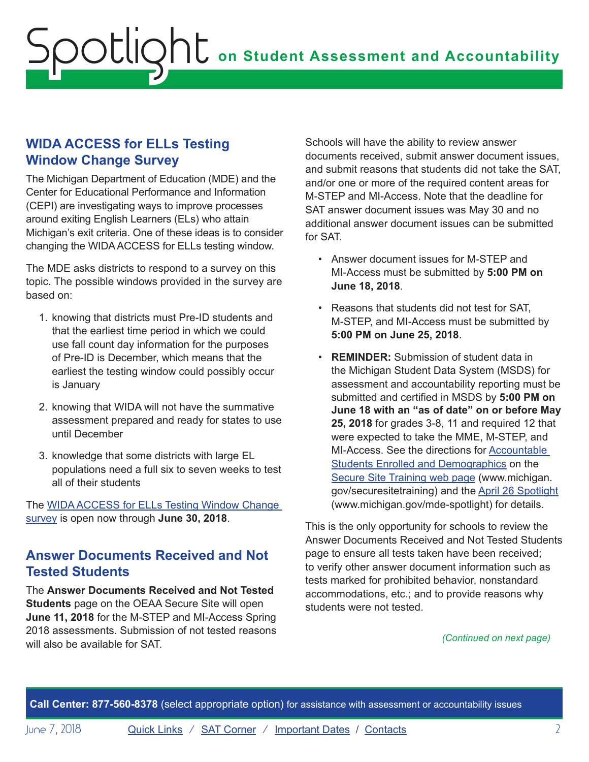## WIDA ACCESS for ELLs Testing Window Change Survey

The Michigan Department of Education (MDE) and the Center for Educational Performance and Information (CEPI) are investigating ways to improve processes around exiting English Learners (ELs) who attain Michigan's exit criteria. One of these ideas is to consider changing the WIDA ACCESS for ELLs testing window.

The MDE asks districts to respond to a survey on this topic. The possible windows provided in the survey are based on:

1. knowing that districts must Pre-ID students and that the earliest time period in which we could use fall count day information for the purposes of Pre-ID is December, which means that the earliest the testing window could possibly occur is January
2. knowing that WIDA will not have the summative assessment prepared and ready for states to use until December
3. knowledge that some districts with large EL populations need a full six to seven weeks to test all of their students

The WIDA ACCESS for ELLs Testing Window Change survey is open now through **June 30, 2018**.

## Answer Documents Received and Not Tested Students

The **Answer Documents Received and Not Tested Students** page on the OEAA Secure Site will open **June 11, 2018** for the M-STEP and MI-Access Spring 2018 assessments. Submission of not tested reasons will also be available for SAT.

Schools will have the ability to review answer documents received, submit answer document issues, and submit reasons that students did not take the SAT, and/or one or more of the required content areas for M-STEP and MI-Access. Note that the deadline for SAT answer document issues was May 30 and no additional answer document issues can be submitted for SAT.

- Answer document issues for M-STEP and MI-Access must be submitted by **5:00 PM on June 18, 2018**.
- Reasons that students did not test for SAT, M-STEP, and MI-Access must be submitted by **5:00 PM on June 25, 2018**.
- **REMINDER:** Submission of student data in the Michigan Student Data System (MSDS) for assessment and accountability reporting must be submitted and certified in MSDS by **5:00 PM on June 18 with an "as of date" on or before May 25, 2018** for grades 3-8, 11 and required 12 that were expected to take the MME, M-STEP, and MI-Access. See the directions for Accountable Students Enrolled and Demographics on the Secure Site Training web page (www.michigan.gov/securesitetraining) and the April 26 Spotlight (www.michigan.gov/mde-spotlight) for details.

This is the only opportunity for schools to review the Answer Documents Received and Not Tested Students page to ensure all tests taken have been received; to verify other answer document information such as tests marked for prohibited behavior, nonstandard accommodations, etc.; and to provide reasons why students were not tested.

*(Continued on next page)*

**Call Center: 877-560-8378** (select appropriate option) for assistance with assessment or accountability issues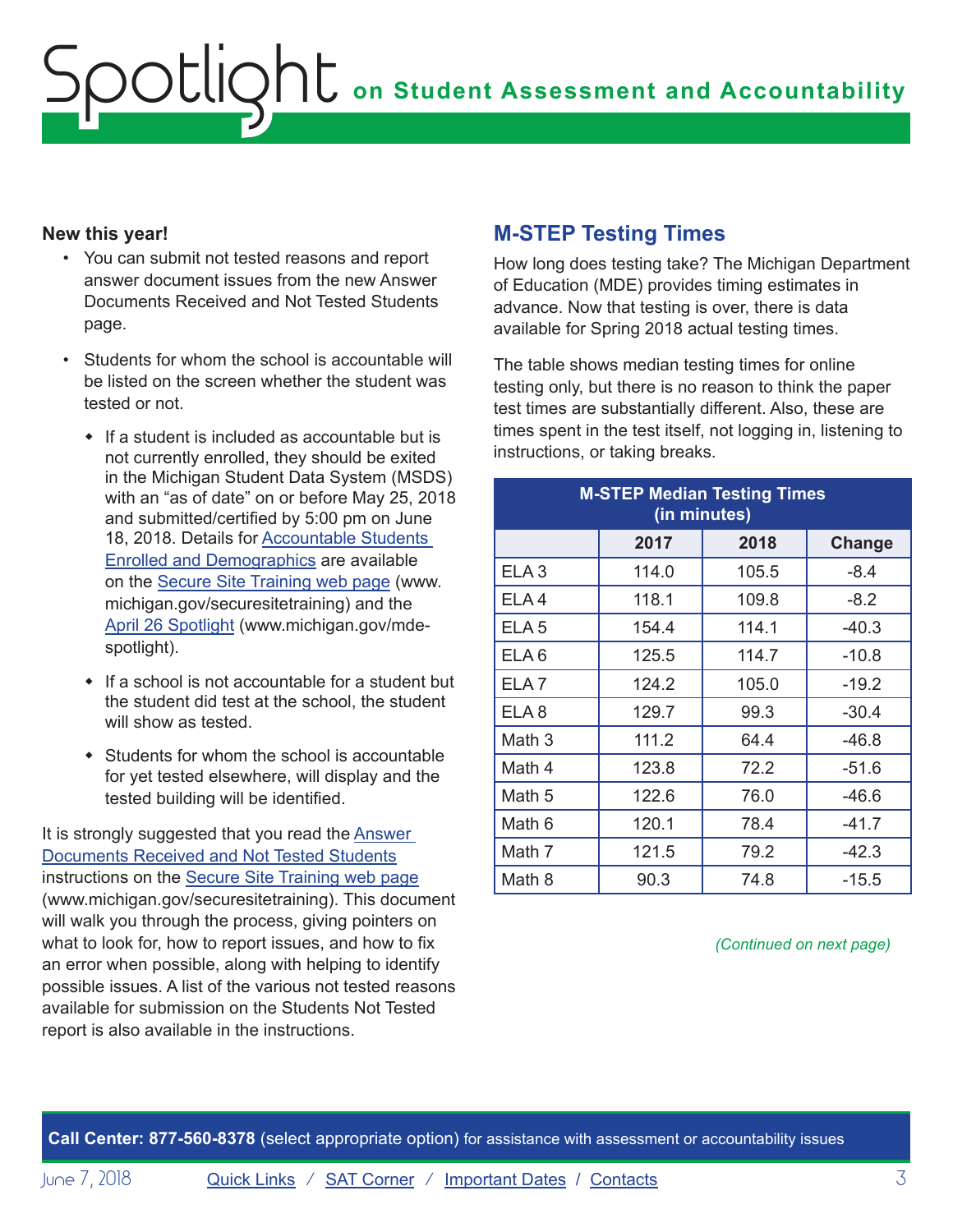**New this year!**

- You can submit not tested reasons and report answer document issues from the new Answer Documents Received and Not Tested Students page.
- Students for whom the school is accountable will be listed on the screen whether the student was tested or not.
    - If a student is included as accountable but is not currently enrolled, they should be exited in the Michigan Student Data System (MSDS) with an "as of date" on or before May 25, 2018 and submitted/certified by 5:00 pm on June 18, 2018. Details for Accountable Students Enrolled and Demographics are available on the Secure Site Training web page (www.michigan.gov/securesitetraining) and the April 26 Spotlight (www.michigan.gov/mde-spotlight).
    - If a school is not accountable for a student but the student did test at the school, the student will show as tested.
    - Students for whom the school is accountable for yet tested elsewhere, will display and the tested building will be identified.

It is strongly suggested that you read the Answer Documents Received and Not Tested Students instructions on the Secure Site Training web page (www.michigan.gov/securesitetraining). This document will walk you through the process, giving pointers on what to look for, how to report issues, and how to fix an error when possible, along with helping to identify possible issues. A list of the various not tested reasons available for submission on the Students Not Tested report is also available in the instructions.

## M-STEP Testing Times

How long does testing take? The Michigan Department of Education (MDE) provides timing estimates in advance. Now that testing is over, there is data available for Spring 2018 actual testing times.

The table shows median testing times for online testing only, but there is no reason to think the paper test times are substantially different. Also, these are times spent in the test itself, not logging in, listening to instructions, or taking breaks.

**M-STEP Median Testing Times (in minutes)**

| | 2017 | 2018 | Change |
|---|---|---|---|
| ELA 3 | 114.0 | 105.5 | -8.4 |
| ELA 4 | 118.1 | 109.8 | -8.2 |
| ELA 5 | 154.4 | 114.1 | -40.3 |
| ELA 6 | 125.5 | 114.7 | -10.8 |
| ELA 7 | 124.2 | 105.0 | -19.2 |
| ELA 8 | 129.7 | 99.3 | -30.4 |
| Math 3 | 111.2 | 64.4 | -46.8 |
| Math 4 | 123.8 | 72.2 | -51.6 |
| Math 5 | 122.6 | 76.0 | -46.6 |
| Math 6 | 120.1 | 78.4 | -41.7 |
| Math 7 | 121.5 | 79.2 | -42.3 |
| Math 8 | 90.3 | 74.8 | -15.5 |

*(Continued on next page)*

**Call Center: 877-560-8378** (select appropriate option) for assistance with assessment or accountability issues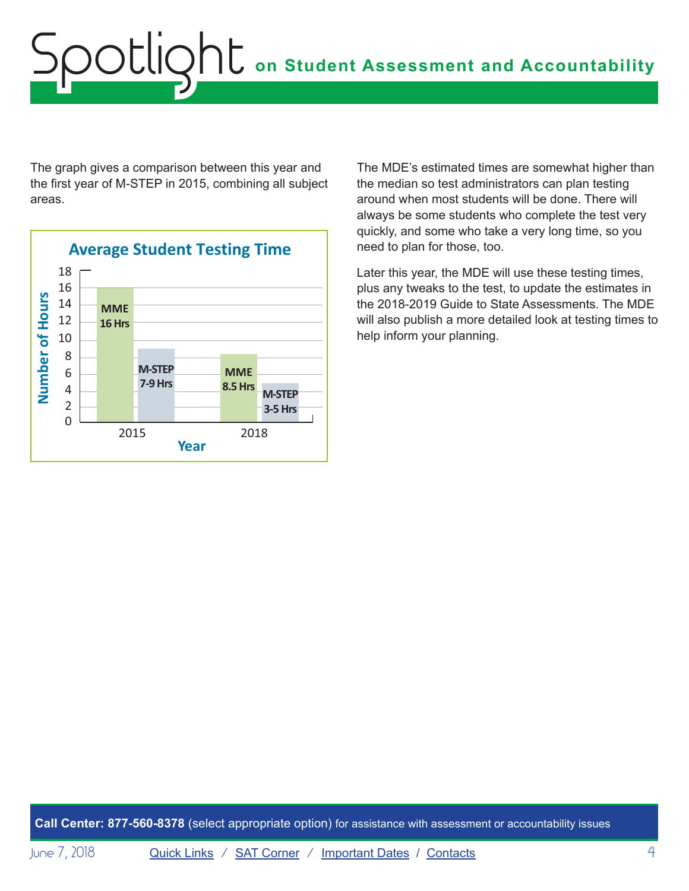The graph gives a comparison between this year and the first year of M-STEP in 2015, combining all subject areas.

**Average Student Testing Time**

| Year | MME | M-STEP |
|---|---|---|
| 2015 | 16 Hrs | 7-9 Hrs |
| 2018 | 8.5 Hrs | 3-5 Hrs |

The MDE's estimated times are somewhat higher than the median so test administrators can plan testing around when most students will be done. There will always be some students who complete the test very quickly, and some who take a very long time, so you need to plan for those, too.

Later this year, the MDE will use these testing times, plus any tweaks to the test, to update the estimates in the 2018-2019 Guide to State Assessments. The MDE will also publish a more detailed look at testing times to help inform your planning.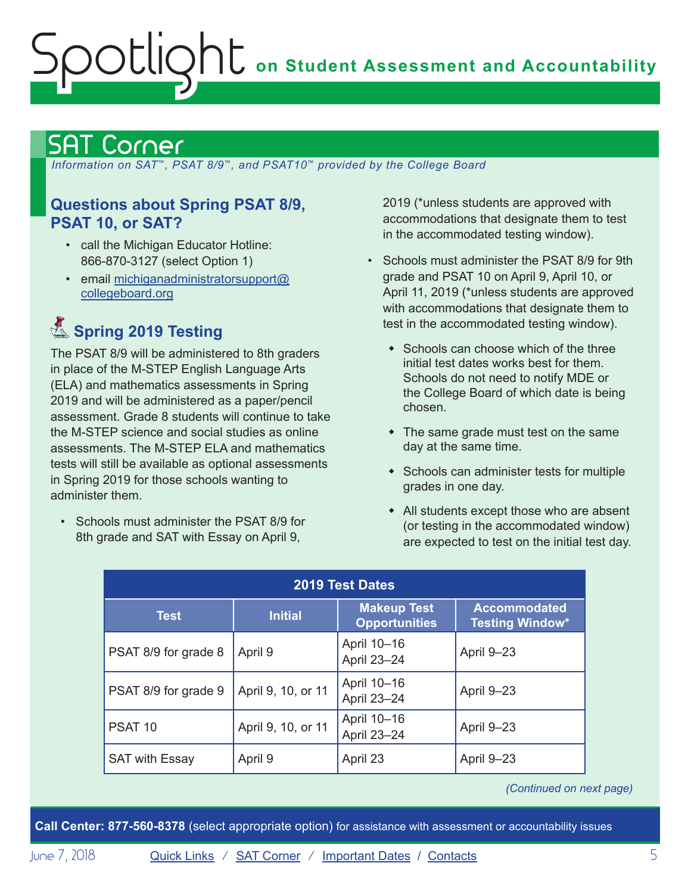## SAT Corner

*Information on SAT™, PSAT 8/9™, and PSAT10™ provided by the College Board*

### Questions about Spring PSAT 8/9, PSAT 10, or SAT?

- call the Michigan Educator Hotline: 866-870-3127 (select Option 1)
- email michiganadministratorsupport@collegeboard.org

### Spring 2019 Testing

The PSAT 8/9 will be administered to 8th graders in place of the M-STEP English Language Arts (ELA) and mathematics assessments in Spring 2019 and will be administered as a paper/pencil assessment. Grade 8 students will continue to take the M-STEP science and social studies as online assessments. The M-STEP ELA and mathematics tests will still be available as optional assessments in Spring 2019 for those schools wanting to administer them.

- Schools must administer the PSAT 8/9 for 8th grade and SAT with Essay on April 9, 2019 (*unless students are approved with accommodations that designate them to test in the accommodated testing window).
- Schools must administer the PSAT 8/9 for 9th grade and PSAT 10 on April 9, April 10, or April 11, 2019 (*unless students are approved with accommodations that designate them to test in the accommodated testing window).
  - Schools can choose which of the three initial test dates works best for them. Schools do not need to notify MDE or the College Board of which date is being chosen.
  - The same grade must test on the same day at the same time.
  - Schools can administer tests for multiple grades in one day.
  - All students except those who are absent (or testing in the accommodated window) are expected to test on the initial test day.

| 2019 Test Dates | | | |
|---|---|---|---|
| **Test** | **Initial** | **Makeup Test Opportunities** | **Accommodated Testing Window*** |
| PSAT 8/9 for grade 8 | April 9 | April 10–16<br>April 23–24 | April 9–23 |
| PSAT 8/9 for grade 9 | April 9, 10, or 11 | April 10–16<br>April 23–24 | April 9–23 |
| PSAT 10 | April 9, 10, or 11 | April 10–16<br>April 23–24 | April 9–23 |
| SAT with Essay | April 9 | April 23 | April 9–23 |

*(Continued on next page)*

**Call Center: 877-560-8378** (select appropriate option) for assistance with assessment or accountability issues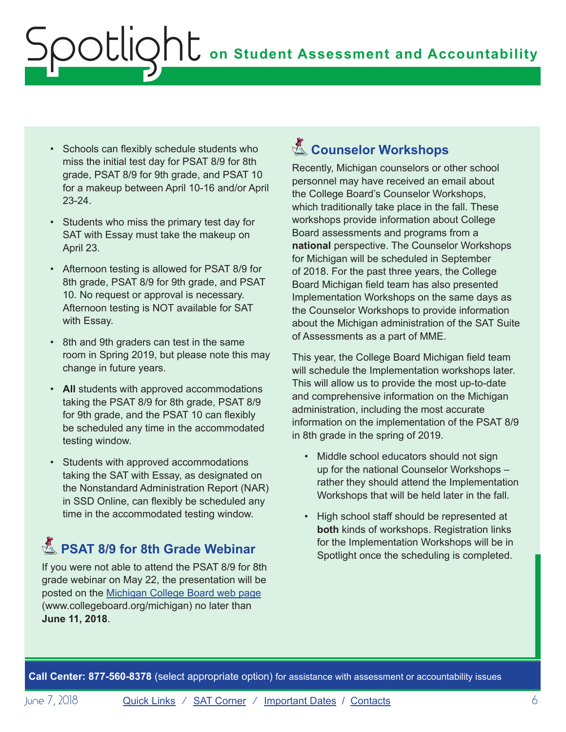- Schools can flexibly schedule students who miss the initial test day for PSAT 8/9 for 8th grade, PSAT 8/9 for 9th grade, and PSAT 10 for a makeup between April 10-16 and/or April 23-24.
- Students who miss the primary test day for SAT with Essay must take the makeup on April 23.
- Afternoon testing is allowed for PSAT 8/9 for 8th grade, PSAT 8/9 for 9th grade, and PSAT 10. No request or approval is necessary. Afternoon testing is NOT available for SAT with Essay.
- 8th and 9th graders can test in the same room in Spring 2019, but please note this may change in future years.
- **All** students with approved accommodations taking the PSAT 8/9 for 8th grade, PSAT 8/9 for 9th grade, and the PSAT 10 can flexibly be scheduled any time in the accommodated testing window.
- Students with approved accommodations taking the SAT with Essay, as designated on the Nonstandard Administration Report (NAR) in SSD Online, can flexibly be scheduled any time in the accommodated testing window.

## PSAT 8/9 for 8th Grade Webinar

If you were not able to attend the PSAT 8/9 for 8th grade webinar on May 22, the presentation will be posted on the Michigan College Board web page (www.collegeboard.org/michigan) no later than **June 11, 2018**.

## Counselor Workshops

Recently, Michigan counselors or other school personnel may have received an email about the College Board's Counselor Workshops, which traditionally take place in the fall. These workshops provide information about College Board assessments and programs from a **national** perspective. The Counselor Workshops for Michigan will be scheduled in September of 2018. For the past three years, the College Board Michigan field team has also presented Implementation Workshops on the same days as the Counselor Workshops to provide information about the Michigan administration of the SAT Suite of Assessments as a part of MME.

This year, the College Board Michigan field team will schedule the Implementation workshops later. This will allow us to provide the most up-to-date and comprehensive information on the Michigan administration, including the most accurate information on the implementation of the PSAT 8/9 in 8th grade in the spring of 2019.

- Middle school educators should not sign up for the national Counselor Workshops – rather they should attend the Implementation Workshops that will be held later in the fall.
- High school staff should be represented at **both** kinds of workshops. Registration links for the Implementation Workshops will be in Spotlight once the scheduling is completed.

**Call Center: 877-560-8378** (select appropriate option) for assistance with assessment or accountability issues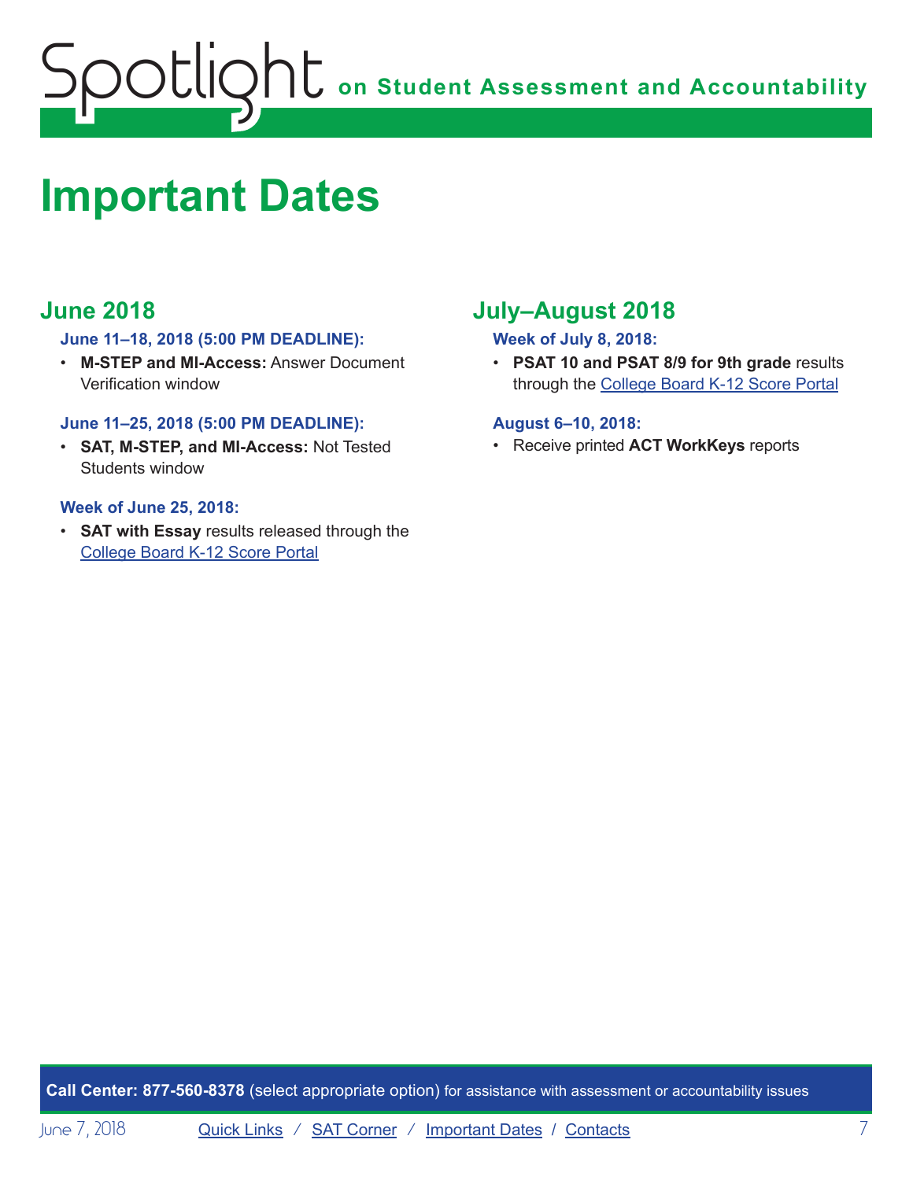# Important Dates

## June 2018

### June 11–18, 2018 (5:00 PM DEADLINE):

- **M-STEP and MI-Access:** Answer Document Verification window

### June 11–25, 2018 (5:00 PM DEADLINE):

- **SAT, M-STEP, and MI-Access:** Not Tested Students window

### Week of June 25, 2018:

- **SAT with Essay** results released through the College Board K-12 Score Portal

## July–August 2018

### Week of July 8, 2018:

- **PSAT 10 and PSAT 8/9 for 9th grade** results through the College Board K-12 Score Portal

### August 6–10, 2018:

- Receive printed **ACT WorkKeys** reports

**Call Center: 877-560-8378** (select appropriate option) for assistance with assessment or accountability issues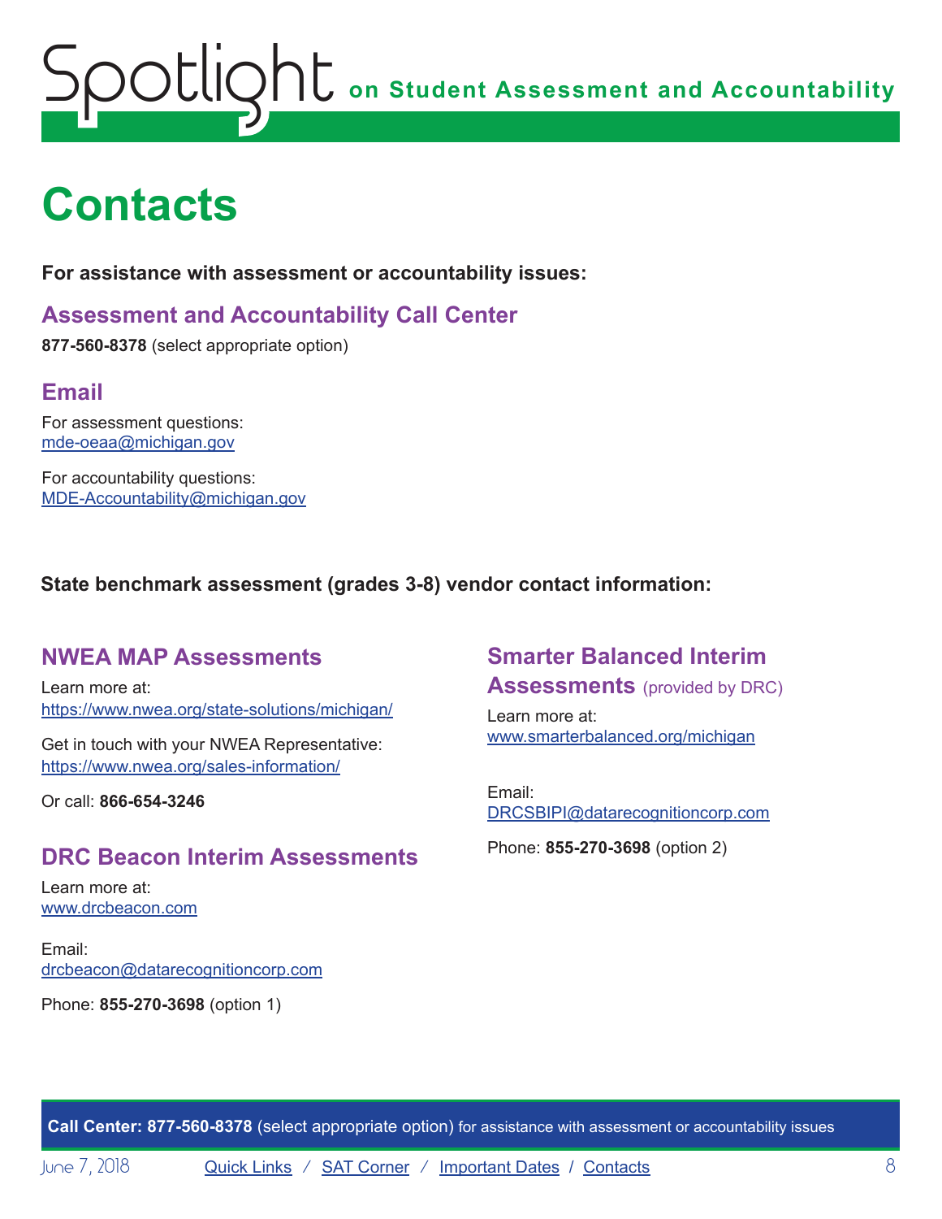# Contacts

**For assistance with assessment or accountability issues:**

## Assessment and Accountability Call Center

**877-560-8378** (select appropriate option)

## Email

For assessment questions:
mde-oeaa@michigan.gov

For accountability questions:
MDE-Accountability@michigan.gov

**State benchmark assessment (grades 3-8) vendor contact information:**

## NWEA MAP Assessments

Learn more at:
https://www.nwea.org/state-solutions/michigan/

Get in touch with your NWEA Representative:
https://www.nwea.org/sales-information/

Or call: **866-654-3246**

## DRC Beacon Interim Assessments

Learn more at:
www.drcbeacon.com

Email:
drcbeacon@datarecognitioncorp.com

Phone: **855-270-3698** (option 1)

## Smarter Balanced Interim Assessments (provided by DRC)

Learn more at:
www.smarterbalanced.org/michigan

Email:
DRCSBIPI@datarecognitioncorp.com

Phone: **855-270-3698** (option 2)

**Call Center: 877-560-8378** (select appropriate option) for assistance with assessment or accountability issues